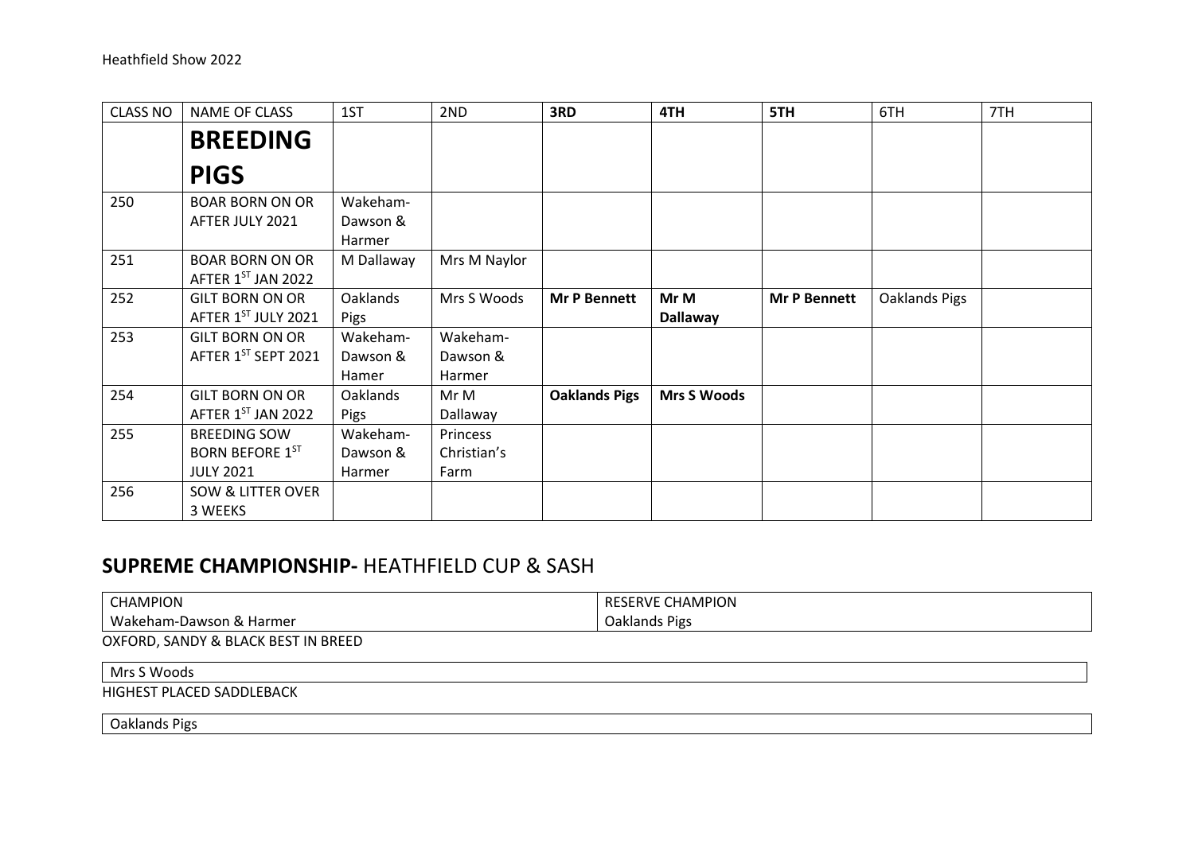Heathfield Show 2022

| CLASS NO | NAME OF CLASS | 1ST | 2ND | 3RD | 4TH | 5TH | 6TH | 7TH |
|---|---|---|---|---|---|---|---|---|
| | **BREEDING PIGS** | | | | | | | |
| 250 | BOAR BORN ON OR AFTER JULY 2021 | Wakeham-Dawson & Harmer | | | | | | |
| 251 | BOAR BORN ON OR AFTER 1ST JAN 2022 | M Dallaway | Mrs M Naylor | | | | | |
| 252 | GILT BORN ON OR AFTER 1ST JULY 2021 | Oaklands Pigs | Mrs S Woods | **Mr P Bennett** | **Mr M Dallaway** | **Mr P Bennett** | Oaklands Pigs | |
| 253 | GILT BORN ON OR AFTER 1ST SEPT 2021 | Wakeham-Dawson & Hamer | Wakeham-Dawson & Harmer | | | | | |
| 254 | GILT BORN ON OR AFTER 1ST JAN 2022 | Oaklands Pigs | Mr M Dallaway | **Oaklands Pigs** | **Mrs S Woods** | | | |
| 255 | BREEDING SOW BORN BEFORE 1ST JULY 2021 | Wakeham-Dawson & Harmer | Princess Christian's Farm | | | | | |
| 256 | SOW & LITTER OVER 3 WEEKS | | | | | | | |

## **SUPREME CHAMPIONSHIP-** HEATHFIELD CUP & SASH

| CHAMPION | RESERVE CHAMPION |
|---|---|
| Wakeham-Dawson & Harmer | Oaklands Pigs |

OXFORD, SANDY & BLACK BEST IN BREED

| Mrs S Woods |
|---|

HIGHEST PLACED SADDLEBACK

| Oaklands Pigs |
|---|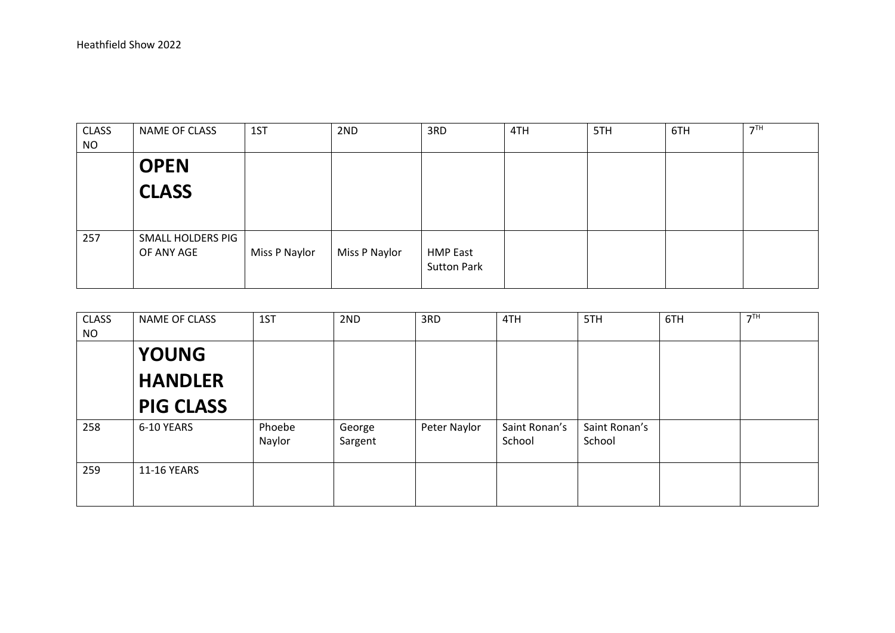| CLASS NO | NAME OF CLASS | 1ST | 2ND | 3RD | 4TH | 5TH | 6TH | 7TH |
| --- | --- | --- | --- | --- | --- | --- | --- | --- |
| | **OPEN CLASS** | | | | | | | |
| 257 | SMALL HOLDERS PIG OF ANY AGE | Miss P Naylor | Miss P Naylor | HMP East Sutton Park | | | | |

| CLASS NO | NAME OF CLASS | 1ST | 2ND | 3RD | 4TH | 5TH | 6TH | 7TH |
| --- | --- | --- | --- | --- | --- | --- | --- | --- |
| | **YOUNG HANDLER PIG CLASS** | | | | | | | |
| 258 | 6-10 YEARS | Phoebe Naylor | George Sargent | Peter Naylor | Saint Ronan's School | Saint Ronan's School | | |
| 259 | 11-16 YEARS | | | | | | | |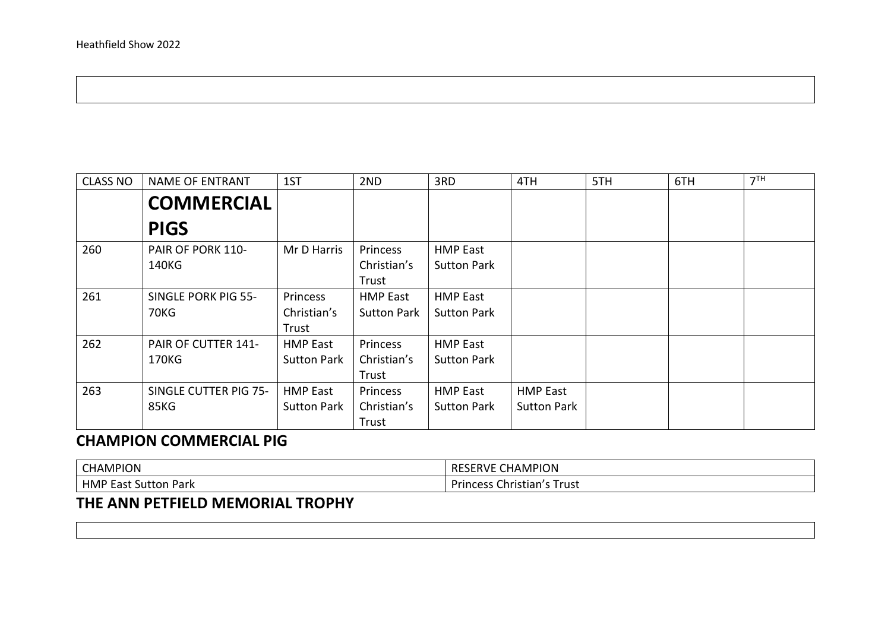| CLASS NO | NAME OF ENTRANT | 1ST | 2ND | 3RD | 4TH | 5TH | 6TH | 7TH |
|---|---|---|---|---|---|---|---|---|
| | **COMMERCIAL PIGS** | | | | | | | |
| 260 | PAIR OF PORK 110-140KG | Mr D Harris | Princess Christian's Trust | HMP East Sutton Park | | | | |
| 261 | SINGLE PORK PIG 55-70KG | Princess Christian's Trust | HMP East Sutton Park | HMP East Sutton Park | | | | |
| 262 | PAIR OF CUTTER 141-170KG | HMP East Sutton Park | Princess Christian's Trust | HMP East Sutton Park | | | | |
| 263 | SINGLE CUTTER PIG 75-85KG | HMP East Sutton Park | Princess Christian's Trust | HMP East Sutton Park | HMP East Sutton Park | | | |

## CHAMPION COMMERCIAL PIG

| CHAMPION | RESERVE CHAMPION |
|---|---|
| HMP East Sutton Park | Princess Christian's Trust |

## THE ANN PETFIELD MEMORIAL TROPHY